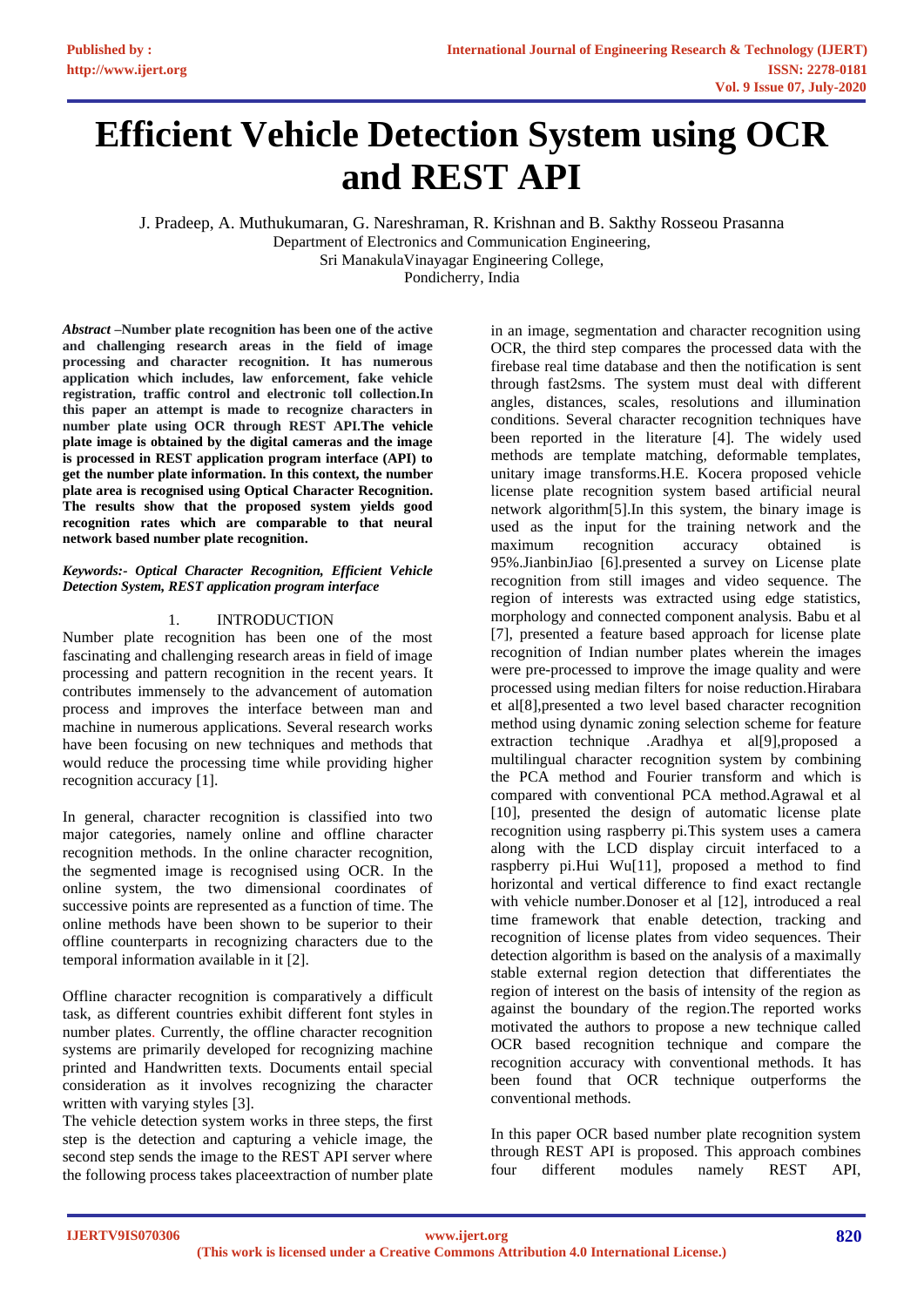# Efficient Vehicle Detection System using OCR and REST API

J. Pradeep, A. Muthukumaran, G. Nareshraman, R. Krishnan and B. Sakthy Rosseou Prasanna
Department of Electronics and Communication Engineering,
Sri ManakulaVinayagar Engineering College,
Pondicherry, India

***Abstract*** **–Number plate recognition has been one of the active and challenging research areas in the field of image processing and character recognition. It has numerous application which includes, law enforcement, fake vehicle registration, traffic control and electronic toll collection.In this paper an attempt is made to recognize characters in number plate using OCR through REST API.The vehicle plate image is obtained by the digital cameras and the image is processed in REST application program interface (API) to get the number plate information. In this context, the number plate area is recognised using Optical Character Recognition. The results show that the proposed system yields good recognition rates which are comparable to that neural network based number plate recognition.**

***Keywords:- Optical Character Recognition, Efficient Vehicle Detection System, REST application program interface***

## 1. INTRODUCTION

Number plate recognition has been one of the most fascinating and challenging research areas in field of image processing and pattern recognition in the recent years. It contributes immensely to the advancement of automation process and improves the interface between man and machine in numerous applications. Several research works have been focusing on new techniques and methods that would reduce the processing time while providing higher recognition accuracy [1].

In general, character recognition is classified into two major categories, namely online and offline character recognition methods. In the online character recognition, the segmented image is recognised using OCR. In the online system, the two dimensional coordinates of successive points are represented as a function of time. The online methods have been shown to be superior to their offline counterparts in recognizing characters due to the temporal information available in it [2].

Offline character recognition is comparatively a difficult task, as different countries exhibit different font styles in number plates. Currently, the offline character recognition systems are primarily developed for recognizing machine printed and Handwritten texts. Documents entail special consideration as it involves recognizing the character written with varying styles [3].
The vehicle detection system works in three steps, the first step is the detection and capturing a vehicle image, the second step sends the image to the REST API server where the following process takes placeextraction of number plate in an image, segmentation and character recognition using OCR, the third step compares the processed data with the firebase real time database and then the notification is sent through fast2sms. The system must deal with different angles, distances, scales, resolutions and illumination conditions. Several character recognition techniques have been reported in the literature [4]. The widely used methods are template matching, deformable templates, unitary image transforms.H.E. Kocera proposed vehicle license plate recognition system based artificial neural network algorithm[5].In this system, the binary image is used as the input for the training network and the maximum recognition accuracy obtained is 95%.JianbinJiao [6].presented a survey on License plate recognition from still images and video sequence. The region of interests was extracted using edge statistics, morphology and connected component analysis. Babu et al [7], presented a feature based approach for license plate recognition of Indian number plates wherein the images were pre-processed to improve the image quality and were processed using median filters for noise reduction.Hirabara et al[8],presented a two level based character recognition method using dynamic zoning selection scheme for feature extraction technique .Aradhya et al[9],proposed a multilingual character recognition system by combining the PCA method and Fourier transform and which is compared with conventional PCA method.Agrawal et al [10], presented the design of automatic license plate recognition using raspberry pi.This system uses a camera along with the LCD display circuit interfaced to a raspberry pi.Hui Wu[11], proposed a method to find horizontal and vertical difference to find exact rectangle with vehicle number.Donoser et al [12], introduced a real time framework that enable detection, tracking and recognition of license plates from video sequences. Their detection algorithm is based on the analysis of a maximally stable external region detection that differentiates the region of interest on the basis of intensity of the region as against the boundary of the region.The reported works motivated the authors to propose a new technique called OCR based recognition technique and compare the recognition accuracy with conventional methods. It has been found that OCR technique outperforms the conventional methods.

In this paper OCR based number plate recognition system through REST API is proposed. This approach combines four different modules namely REST API,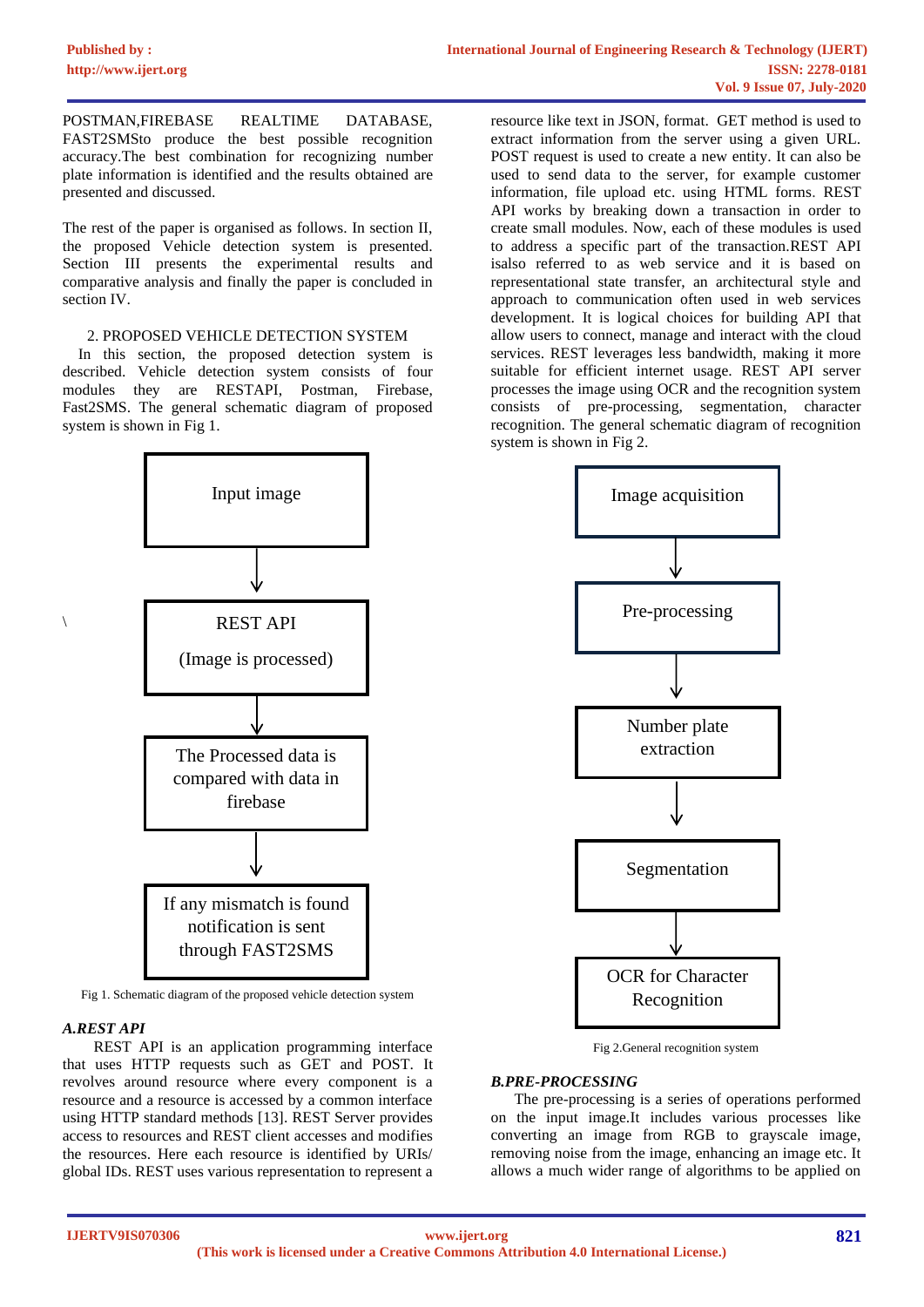POSTMAN,FIREBASE REALTIME DATABASE, FAST2SMSto produce the best recognition accuracy.The best combination for recognizing number plate information is identified and the results obtained are presented and discussed.

The rest of the paper is organised as follows. In section II, the proposed Vehicle detection system is presented. Section III presents the experimental results and comparative analysis and finally the paper is concluded in section IV.

## 2. PROPOSED VEHICLE DETECTION SYSTEM

In this section, the proposed detection system is described. Vehicle detection system consists of four modules they are RESTAPI, Postman, Firebase, Fast2SMS. The general schematic diagram of proposed system is shown in Fig 1.

Input image

↓

REST API

(Image is processed)

↓

The Processed data is compared with data in firebase

↓

If any mismatch is found notification is sent through FAST2SMS

Fig 1. Schematic diagram of the proposed vehicle detection system

### *A.REST API*

REST API is an application programming interface that uses HTTP requests such as GET and POST. It revolves around resource where every component is a resource and a resource is accessed by a common interface using HTTP standard methods [13]. REST Server provides access to resources and REST client accesses and modifies the resources. Here each resource is identified by URIs/ global IDs. REST uses various representation to represent a resource like text in JSON, format. GET method is used to extract information from the server using a given URL. POST request is used to create a new entity. It can also be used to send data to the server, for example customer information, file upload etc. using HTML forms. REST API works by breaking down a transaction in order to create small modules. Now, each of these modules is used to address a specific part of the transaction.REST API isalso referred to as web service and it is based on representational state transfer, an architectural style and approach to communication often used in web services development. It is logical choices for building API that allow users to connect, manage and interact with the cloud services. REST leverages less bandwidth, making it more suitable for efficient internet usage. REST API server processes the image using OCR and the recognition system consists of pre-processing, segmentation, character recognition. The general schematic diagram of recognition system is shown in Fig 2.

Image acquisition

↓

Pre-processing

↓

Number plate extraction

↓

Segmentation

↓

OCR for Character Recognition

Fig 2.General recognition system

### *B.PRE-PROCESSING*

The pre-processing is a series of operations performed on the input image.It includes various processes like converting an image from RGB to grayscale image, removing noise from the image, enhancing an image etc. It allows a much wider range of algorithms to be applied on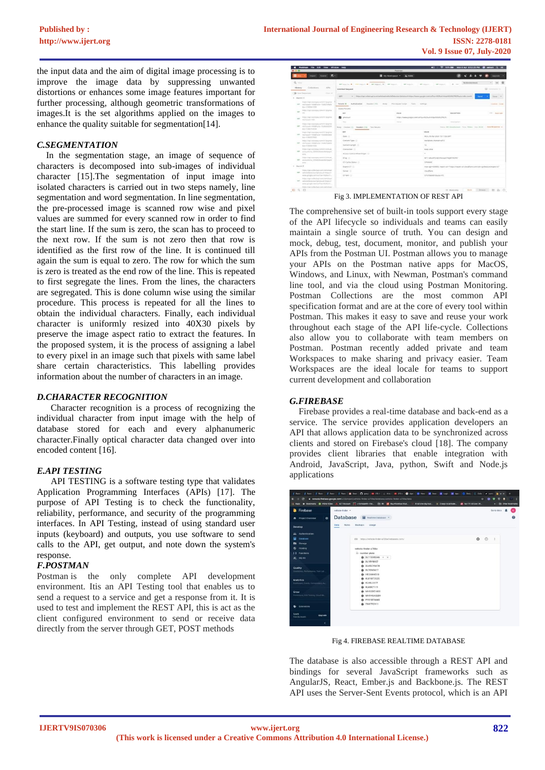the input data and the aim of digital image processing is to improve the image data by suppressing unwanted distortions or enhances some image features important for further processing, although geometric transformations of images.It is the set algorithms applied on the images to enhance the quality suitable for segmentation[14].

### *C.SEGMENTATION*

In the segmentation stage, an image of sequence of characters is decomposed into sub-images of individual character [15].The segmentation of input image into isolated characters is carried out in two steps namely, line segmentation and word segmentation. In line segmentation, the pre-processed image is scanned row wise and pixel values are summed for every scanned row in order to find the start line. If the sum is zero, the scan has to proceed to the next row. If the sum is not zero then that row is identified as the first row of the line. It is continued till again the sum is equal to zero. The row for which the sum is zero is treated as the end row of the line. This is repeated to first segregate the lines. From the lines, the characters are segregated. This is done column wise using the similar procedure. This process is repeated for all the lines to obtain the individual characters. Finally, each individual character is uniformly resized into 40X30 pixels by preserve the image aspect ratio to extract the features. In the proposed system, it is the process of assigning a label to every pixel in an image such that pixels with same label share certain characteristics. This labelling provides information about the number of characters in an image.

### *D.CHARACTER RECOGNITION*

Character recognition is a process of recognizing the individual character from input image with the help of database stored for each and every alphanumeric character.Finally optical character data changed over into encoded content [16].

### *E.API TESTING*

API TESTING is a software testing type that validates Application Programming Interfaces (APIs) [17]. The purpose of API Testing is to check the functionality, reliability, performance, and security of the programming interfaces. In API Testing, instead of using standard user inputs (keyboard) and outputs, you use software to send calls to the API, get output, and note down the system's response.

### *F.POSTMAN*

Postman is the only complete API development environment. Itis an API Testing tool that enables us to send a request to a service and get a response from it. It is used to test and implement the REST API, this is act as the client configured environment to send or receive data directly from the server through GET, POST methods

Fig 3. IMPLEMENTATION OF REST API

The comprehensive set of built-in tools support every stage of the API lifecycle so individuals and teams can easily maintain a single source of truth. You can design and mock, debug, test, document, monitor, and publish your APIs from the Postman UI. Postman allows you to manage your APIs on the Postman native apps for MacOS, Windows, and Linux, with Newman, Postman's command line tool, and via the cloud using Postman Monitoring. Postman Collections are the most common API specification format and are at the core of every tool within Postman. This makes it easy to save and reuse your work throughout each stage of the API life-cycle. Collections also allow you to collaborate with team members on Postman. Postman recently added private and team Workspaces to make sharing and privacy easier. Team Workspaces are the ideal locale for teams to support current development and collaboration

### *G.FIREBASE*

Firebase provides a real-time database and back-end as a service. The service provides application developers an API that allows application data to be synchronized across clients and stored on Firebase's cloud [18]. The company provides client libraries that enable integration with Android, JavaScript, Java, python, Swift and Node.js applications

Fig 4. FIREBASE REALTIME DATABASE

The database is also accessible through a REST API and bindings for several JavaScript frameworks such as AngularJS, React, Ember.js and Backbone.js. The REST API uses the Server-Sent Events protocol, which is an API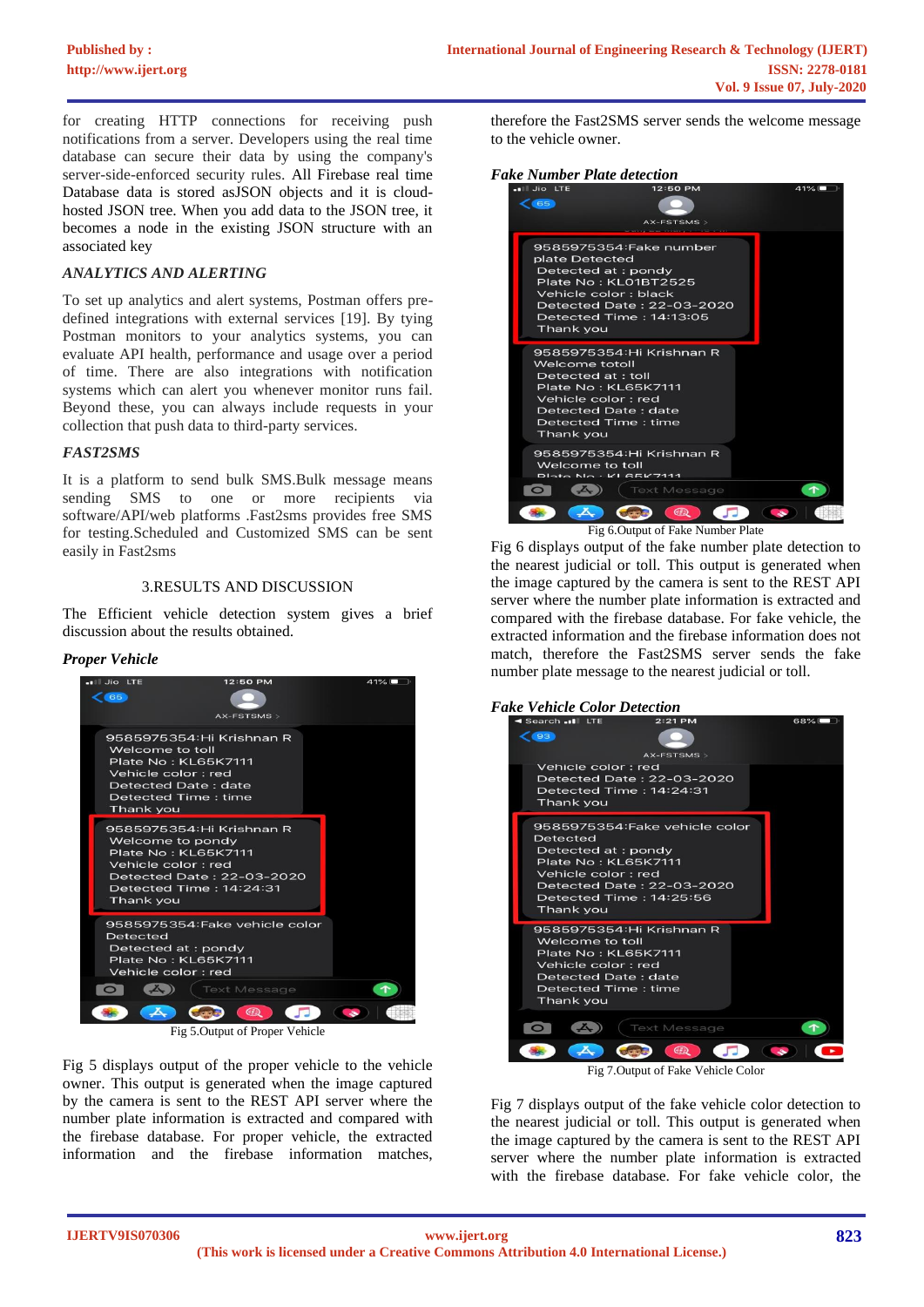for creating HTTP connections for receiving push notifications from a server. Developers using the real time database can secure their data by using the company's server-side-enforced security rules. All Firebase real time Database data is stored asJSON objects and it is cloud-hosted JSON tree. When you add data to the JSON tree, it becomes a node in the existing JSON structure with an associated key

### *ANALYTICS AND ALERTING*

To set up analytics and alert systems, Postman offers pre-defined integrations with external services [19]. By tying Postman monitors to your analytics systems, you can evaluate API health, performance and usage over a period of time. There are also integrations with notification systems which can alert you whenever monitor runs fail. Beyond these, you can always include requests in your collection that push data to third-party services.

### *FAST2SMS*

It is a platform to send bulk SMS.Bulk message means sending SMS to one or more recipients via software/API/web platforms .Fast2sms provides free SMS for testing.Scheduled and Customized SMS can be sent easily in Fast2sms

## 3.RESULTS AND DISCUSSION

The Efficient vehicle detection system gives a brief discussion about the results obtained.

### *Proper Vehicle*

Fig 5.Output of Proper Vehicle

Fig 5 displays output of the proper vehicle to the vehicle owner. This output is generated when the image captured by the camera is sent to the REST API server where the number plate information is extracted and compared with the firebase database. For proper vehicle, the extracted information and the firebase information matches, therefore the Fast2SMS server sends the welcome message to the vehicle owner.

### *Fake Number Plate detection*

Fig 6.Output of Fake Number Plate

Fig 6 displays output of the fake number plate detection to the nearest judicial or toll. This output is generated when the image captured by the camera is sent to the REST API server where the number plate information is extracted and compared with the firebase database. For fake vehicle, the extracted information and the firebase information does not match, therefore the Fast2SMS server sends the fake number plate message to the nearest judicial or toll.

### *Fake Vehicle Color Detection*

Fig 7.Output of Fake Vehicle Color

Fig 7 displays output of the fake vehicle color detection to the nearest judicial or toll. This output is generated when the image captured by the camera is sent to the REST API server where the number plate information is extracted with the firebase database. For fake vehicle color, the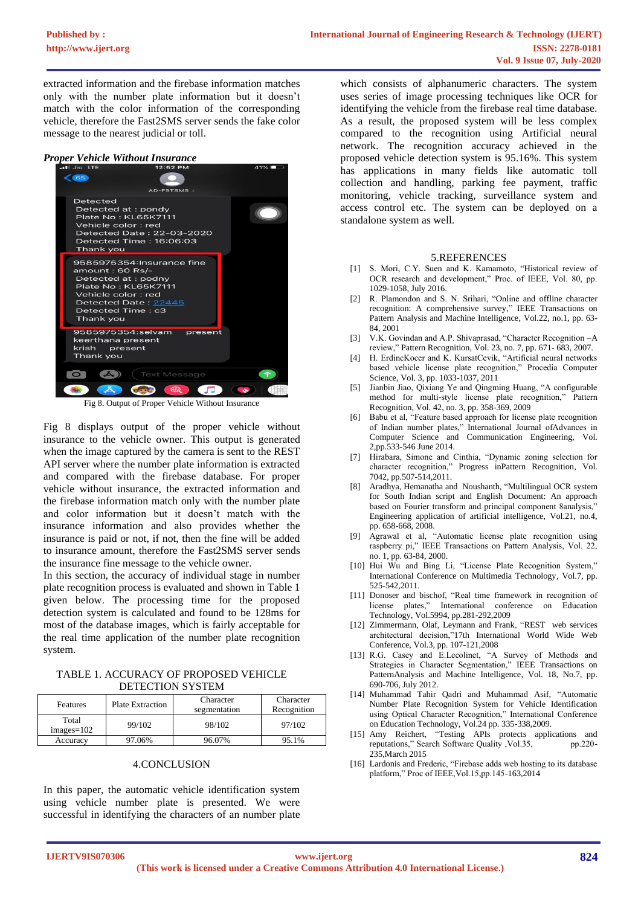extracted information and the firebase information matches only with the number plate information but it doesn't match with the color information of the corresponding vehicle, therefore the Fast2SMS server sends the fake color message to the nearest judicial or toll.

***Proper Vehicle Without Insurance***

Fig 8. Output of Proper Vehicle Without Insurance

Fig 8 displays output of the proper vehicle without insurance to the vehicle owner. This output is generated when the image captured by the camera is sent to the REST API server where the number plate information is extracted and compared with the firebase database. For proper vehicle without insurance, the extracted information and the firebase information match only with the number plate and color information but it doesn't match with the insurance information and also provides whether the insurance is paid or not, if not, then the fine will be added to insurance amount, therefore the Fast2SMS server sends the insurance fine message to the vehicle owner.

In this section, the accuracy of individual stage in number plate recognition process is evaluated and shown in Table 1 given below. The processing time for the proposed detection system is calculated and found to be 128ms for most of the database images, which is fairly acceptable for the real time application of the number plate recognition system.

TABLE 1. ACCURACY OF PROPOSED VEHICLE DETECTION SYSTEM

| Features | Plate Extraction | Character segmentation | Character Recognition |
|---|---|---|---|
| Total images=102 | 99/102 | 98/102 | 97/102 |
| Accuracy | 97.06% | 96.07% | 95.1% |

## 4.CONCLUSION

In this paper, the automatic vehicle identification system using vehicle number plate is presented. We were successful in identifying the characters of an number plate which consists of alphanumeric characters. The system uses series of image processing techniques like OCR for identifying the vehicle from the firebase real time database. As a result, the proposed system will be less complex compared to the recognition using Artificial neural network. The recognition accuracy achieved in the proposed vehicle detection system is 95.16%. This system has applications in many fields like automatic toll collection and handling, parking fee payment, traffic monitoring, vehicle tracking, surveillance system and access control etc. The system can be deployed on a standalone system as well.

## 5.REFERENCES

[1] S. Mori, C.Y. Suen and K. Kamamoto, "Historical review of OCR research and development," Proc. of IEEE, Vol. 80, pp. 1029-1058, July 2016.

[2] R. Plamondon and S. N. Srihari, "Online and offline character recognition: A comprehensive survey," IEEE Transactions on Pattern Analysis and Machine Intelligence, Vol.22, no.1, pp. 63-84, 2001

[3] V.K. Govindan and A.P. Shivaprasad, "Character Recognition –A review," Pattern Recognition, Vol. 23, no. 7, pp. 671- 683, 2007.

[4] H. ErdincKocer and K. KursatCevik, "Artificial neural networks based vehicle license plate recognition," Procedia Computer Science, Vol. 3, pp. 1033-1037, 2011

[5] Jianbin Jiao, Qixiang Ye and Qingming Huang, "A configurable method for multi-style license plate recognition," Pattern Recognition, Vol. 42, no. 3, pp. 358-369, 2009

[6] Babu et al, "Feature based approach for license plate recognition of Indian number plates," International Journal ofAdvances in Computer Science and Communication Engineering, Vol. 2,pp.533-546 June 2014.

[7] Hirabara, Simone and Cinthia, "Dynamic zoning selection for character recognition," Progress inPattern Recognition, Vol. 7042, pp.507-514,2011.

[8] Aradhya, Hemanatha and Noushanth, "Multilingual OCR system for South Indian script and English Document: An approach based on Fourier transform and principal component 8analysis," Engineering application of artificial intelligence, Vol.21, no.4, pp. 658-668, 2008.

[9] Agrawal et al, "Automatic license plate recognition using raspberry pi," IEEE Transactions on Pattern Analysis, Vol. 22, no. 1, pp. 63-84, 2000.

[10] Hui Wu and Bing Li, "License Plate Recognition System," International Conference on Multimedia Technology, Vol.7, pp. 525-542,2011.

[11] Donoser and bischof, "Real time framework in recognition of license plates," International conference on Education Technology, Vol.5994, pp.281-292,2009

[12] Zimmermann, Olaf, Leymann and Frank, "REST web services architectural decision,"17th International World Wide Web Conference, Vol.3, pp. 107-121,2008

[13] R.G. Casey and E.Lecolinet, "A Survey of Methods and Strategies in Character Segmentation," IEEE Transactions on PatternAnalysis and Machine Intelligence, Vol. 18, No.7, pp. 690-706, July 2012.

[14] Muhammad Tahir Qadri and Muhammad Asif, "Automatic Number Plate Recognition System for Vehicle Identification using Optical Character Recognition," International Conference on Education Technology, Vol.24 pp. 335-338,2009.

[15] Amy Reichert, "Testing APIs protects applications and reputations," Search Software Quality ,Vol.35, pp.220-235,March 2015

[16] Lardonis and Frederic, "Firebase adds web hosting to its database platform," Proc of IEEE,Vol.15,pp.145-163,2014